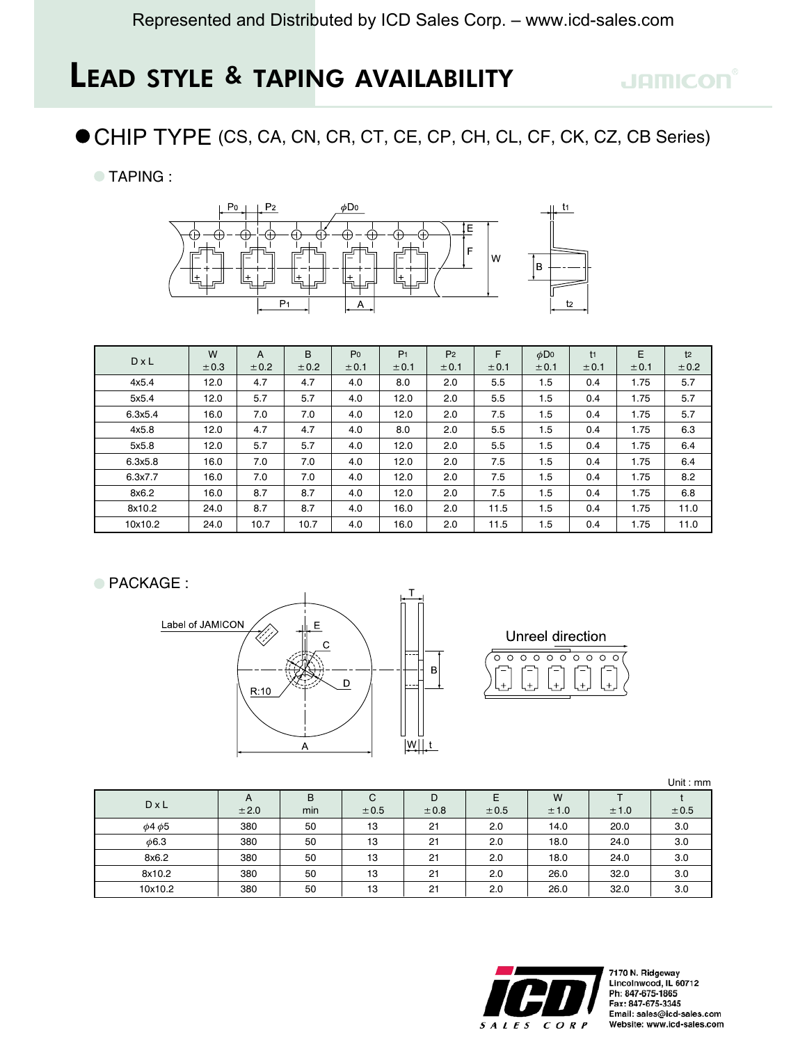Represented and Distributed by ICD Sales Corp. – www.icd-sales.com

# LEAD STYLE & TAPING AVAILABILITY

JAMICON

## ● CHIP TYPE (CS, CA, CN, CR, CT, CE, CP, CH, CL, CF, CK, CZ, CB Series)

### TAPING :

| D x L | W ±0.3 | A ±0.2 | B ±0.2 | $P_0$ ±0.1 | $P_1$ ±0.1 | $P_2$ ±0.1 | F ±0.1 | $\phi D_0$ ±0.1 | $t_1$ ±0.1 | E ±0.1 | $t_2$ ±0.2 |
|---|---|---|---|---|---|---|---|---|---|---|---|
| 4x5.4 | 12.0 | 4.7 | 4.7 | 4.0 | 8.0 | 2.0 | 5.5 | 1.5 | 0.4 | 1.75 | 5.7 |
| 5x5.4 | 12.0 | 5.7 | 5.7 | 4.0 | 12.0 | 2.0 | 5.5 | 1.5 | 0.4 | 1.75 | 5.7 |
| 6.3x5.4 | 16.0 | 7.0 | 7.0 | 4.0 | 12.0 | 2.0 | 7.5 | 1.5 | 0.4 | 1.75 | 5.7 |
| 4x5.8 | 12.0 | 4.7 | 4.7 | 4.0 | 8.0 | 2.0 | 5.5 | 1.5 | 0.4 | 1.75 | 6.3 |
| 5x5.8 | 12.0 | 5.7 | 5.7 | 4.0 | 12.0 | 2.0 | 5.5 | 1.5 | 0.4 | 1.75 | 6.4 |
| 6.3x5.8 | 16.0 | 7.0 | 7.0 | 4.0 | 12.0 | 2.0 | 7.5 | 1.5 | 0.4 | 1.75 | 6.4 |
| 6.3x7.7 | 16.0 | 7.0 | 7.0 | 4.0 | 12.0 | 2.0 | 7.5 | 1.5 | 0.4 | 1.75 | 8.2 |
| 8x6.2 | 16.0 | 8.7 | 8.7 | 4.0 | 12.0 | 2.0 | 7.5 | 1.5 | 0.4 | 1.75 | 6.8 |
| 8x10.2 | 24.0 | 8.7 | 8.7 | 4.0 | 16.0 | 2.0 | 11.5 | 1.5 | 0.4 | 1.75 | 11.0 |
| 10x10.2 | 24.0 | 10.7 | 10.7 | 4.0 | 16.0 | 2.0 | 11.5 | 1.5 | 0.4 | 1.75 | 11.0 |

### PACKAGE :

Label of JAMICON

R:10

Unreel direction

Unit : mm

| D x L | A ±2.0 | B min | C ±0.5 | D ±0.8 | E ±0.5 | W ±1.0 | T ±1.0 | t ±0.5 |
|---|---|---|---|---|---|---|---|---|
| $\phi$4 $\phi$5 | 380 | 50 | 13 | 21 | 2.0 | 14.0 | 20.0 | 3.0 |
| $\phi$6.3 | 380 | 50 | 13 | 21 | 2.0 | 18.0 | 24.0 | 3.0 |
| 8x6.2 | 380 | 50 | 13 | 21 | 2.0 | 18.0 | 24.0 | 3.0 |
| 8x10.2 | 380 | 50 | 13 | 21 | 2.0 | 26.0 | 32.0 | 3.0 |
| 10x10.2 | 380 | 50 | 13 | 21 | 2.0 | 26.0 | 32.0 | 3.0 |

ICD SALES CORP

7170 N. Ridgeway
Lincolnwood, IL 60712
Ph: 847-675-1865
Fax: 847-675-3345
Email: sales@icd-sales.com
Website: www.icd-sales.com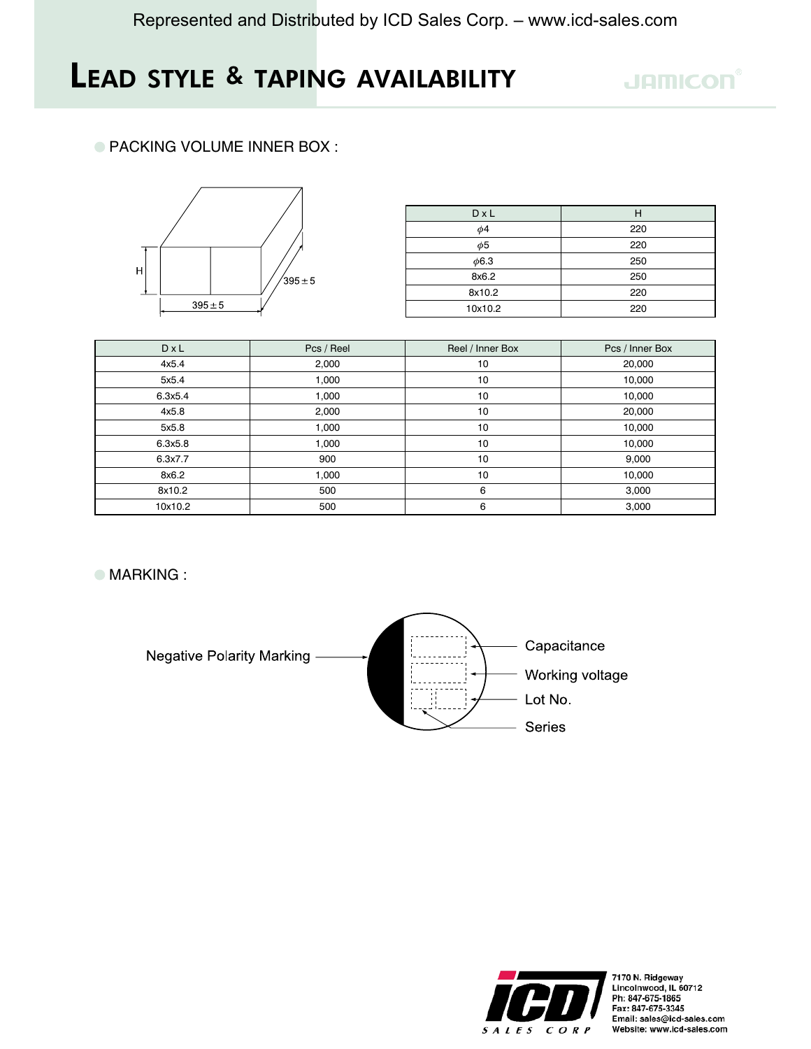# LEAD STYLE & TAPING AVAILABILITY

## PACKING VOLUME INNER BOX :

| D x L | H |
|---|---|
| $\phi$4 | 220 |
| $\phi$5 | 220 |
| $\phi$6.3 | 250 |
| 8x6.2 | 250 |
| 8x10.2 | 220 |
| 10x10.2 | 220 |

| D x L | Pcs / Reel | Reel / Inner Box | Pcs / Inner Box |
|---|---|---|---|
| 4x5.4 | 2,000 | 10 | 20,000 |
| 5x5.4 | 1,000 | 10 | 10,000 |
| 6.3x5.4 | 1,000 | 10 | 10,000 |
| 4x5.8 | 2,000 | 10 | 20,000 |
| 5x5.8 | 1,000 | 10 | 10,000 |
| 6.3x5.8 | 1,000 | 10 | 10,000 |
| 6.3x7.7 | 900 | 10 | 9,000 |
| 8x6.2 | 1,000 | 10 | 10,000 |
| 8x10.2 | 500 | 6 | 3,000 |
| 10x10.2 | 500 | 6 | 3,000 |

## MARKING :

Negative Polarity Marking

Capacitance

Working voltage

Lot No.

Series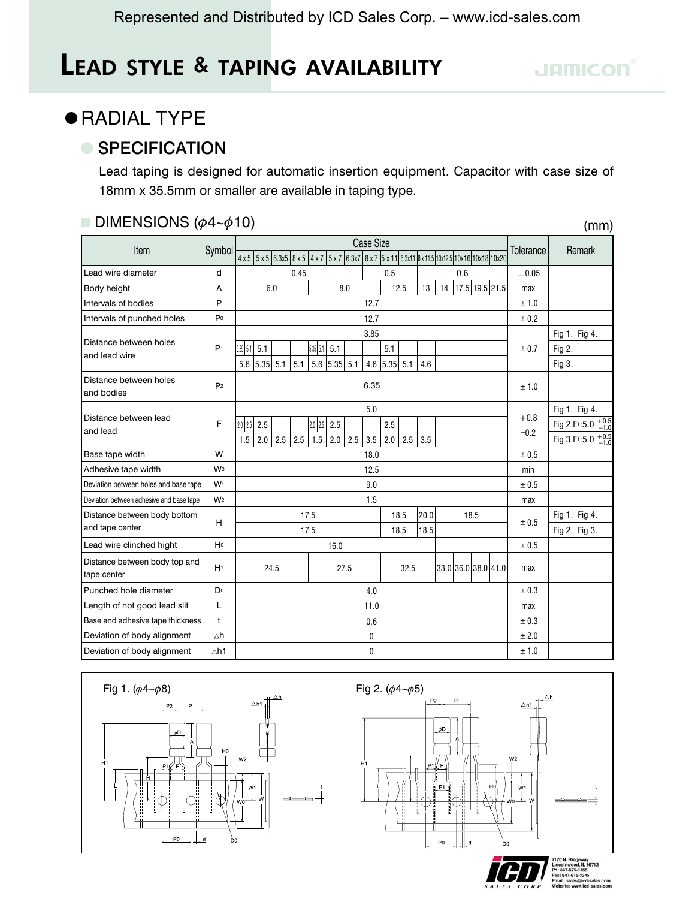# LEAD STYLE & TAPING AVAILABILITY

JAMICON

## ● RADIAL TYPE

### SPECIFICATION

Lead taping is designed for automatic insertion equipment. Capacitor with case size of 18mm x 35.5mm or smaller are available in taping type.

#### DIMENSIONS ($\phi$4~$\phi$10)

(mm)

| Item | Symbol | Case Size | | | | | | | | | | | | | | | Tolerance | Remark |
|---|---|---|---|---|---|---|---|---|---|---|---|---|---|---|---|---|---|---|
| | | 4 x 5 | 5 x 5 | 6.3x5 | 8 x 5 | 4 x 7 | 5 x 7 | 6.3x7 | 8 x 7 | 5 x 11 | 6.3x11 | 8 x 11.5 | 10x12.5 | 10x16 | 10x18 | 10x20 | | |
| Lead wire diameter | d | 0.45 | | | | | | | 0.5 | | | 0.6 | | | | | ±0.05 | |
| Body height | A | 6.0 | | | | 8.0 | | | | 12.5 | | 13 | 14 | 17.5 | 19.5 | 21.5 | max | |
| Intervals of bodies | P | 12.7 | | | | | | | | | | | | | | | ±1.0 | |
| Intervals of punched holes | P0 | 12.7 | | | | | | | | | | | | | | | ±0.2 | |
| Distance between holes and lead wire | P1 | 3.85 | | | | | | | | | | | | | | | ±0.7 | Fig 1. Fig 4. |
| | | 5.35 / 5.1 | 5.1 | | | 5.35 / 5.1 | 5.1 | | | 5.1 | | | | | | | | Fig 2. |
| | | 5.6 | 5.35 | 5.1 | 5.1 | 5.6 | 5.35 | 5.1 | 4.6 | 5.35 | 5.1 | 4.6 | | | | | | Fig 3. |
| Distance between holes and bodies | P2 | 6.35 | | | | | | | | | | | | | | | ±1.0 | |
| Distance between lead and lead | F | 5.0 | | | | | | | | | | | | | | | +0.8 / −0.2 | Fig 1. Fig 4. |
| | | 2.0 / 2.5 | 2.5 | | | 2.0 / 2.5 | 2.5 | | | 2.5 | | | | | | | | Fig 2.F1:5.0 $^{+0.5}_{-1.0}$ |
| | | 1.5 | 2.0 | 2.5 | 2.5 | 1.5 | 2.0 | 2.5 | 3.5 | 2.0 | 2.5 | 3.5 | | | | | | Fig 3.F1:5.0 $^{+0.5}_{-1.0}$ |
| Base tape width | W | 18.0 | | | | | | | | | | | | | | | ±0.5 | |
| Adhesive tape width | W0 | 12.5 | | | | | | | | | | | | | | | min | |
| Deviation between holes and base tape | W1 | 9.0 | | | | | | | | | | | | | | | ±0.5 | |
| Deviation between adhesive and base tape | W2 | 1.5 | | | | | | | | | | | | | | | max | |
| Distance between body bottom and tape center | H | 17.5 | | | | | | | | 18.5 | | 20.0 | 18.5 | | | | ±0.5 | Fig 1. Fig 4. |
| | | 17.5 | | | | | | | | 18.5 | | 18.5 | | | | | | Fig 2. Fig 3. |
| Lead wire clinched hight | H0 | 16.0 | | | | | | | | | | | | | | | ±0.5 | |
| Distance between body top and tape center | H1 | 24.5 | | | | 27.5 | | | | 32.5 | | | 33.0 | 36.0 | 38.0 | 41.0 | max | |
| Punched hole diameter | D0 | 4.0 | | | | | | | | | | | | | | | ±0.3 | |
| Length of not good lead slit | L | 11.0 | | | | | | | | | | | | | | | max | |
| Base and adhesive tape thickness | t | 0.6 | | | | | | | | | | | | | | | ±0.3 | |
| Deviation of body alignment | △h | 0 | | | | | | | | | | | | | | | ±2.0 | |
| Deviation of body alignment | △h1 | 0 | | | | | | | | | | | | | | | ±1.0 | |

Fig 1. ($\phi$4~$\phi$8)

Fig 2. ($\phi$4~$\phi$5)

ICD SALES CORP
7170 N. Ridgeway
Lincolnwood, IL 60712
Ph: 847-673-1955
Fax: 847-675-3346
Email: sales@icd-sales.com
Website: www.icd-sales.com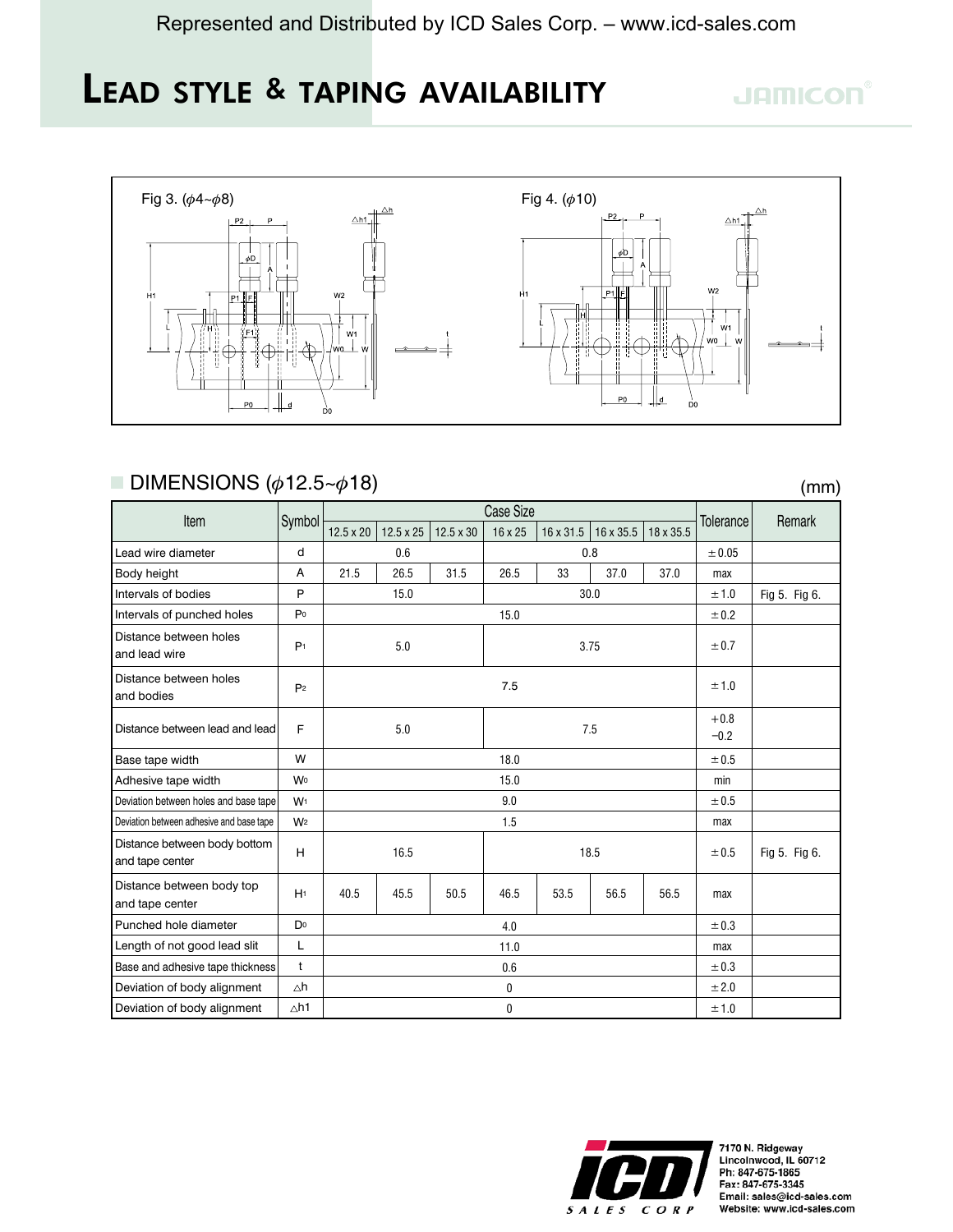# LEAD STYLE & TAPING AVAILABILITY

Fig 3. ($\phi$4~$\phi$8)

Fig 4. ($\phi$10)

## DIMENSIONS ($\phi$12.5~$\phi$18)

(mm)

| Item | Symbol | Case Size | | | | | | | Tolerance | Remark |
|---|---|---|---|---|---|---|---|---|---|---|
| | | 12.5 x 20 | 12.5 x 25 | 12.5 x 30 | 16 x 25 | 16 x 31.5 | 16 x 35.5 | 18 x 35.5 | | |
| Lead wire diameter | d | 0.6 | | | 0.8 | | | | ±0.05 | |
| Body height | A | 21.5 | 26.5 | 31.5 | 26.5 | 33 | 37.0 | 37.0 | max | |
| Intervals of bodies | P | 15.0 | | | 30.0 | | | | ±1.0 | Fig 5. Fig 6. |
| Intervals of punched holes | $P_0$ | 15.0 | | | | | | | ±0.2 | |
| Distance between holes and lead wire | $P_1$ | 5.0 | | | 3.75 | | | | ±0.7 | |
| Distance between holes and bodies | $P_2$ | 7.5 | | | | | | | ±1.0 | |
| Distance between lead and lead | F | 5.0 | | | 7.5 | | | | +0.8 −0.2 | |
| Base tape width | W | 18.0 | | | | | | | ±0.5 | |
| Adhesive tape width | $W_0$ | 15.0 | | | | | | | min | |
| Deviation between holes and base tape | $W_1$ | 9.0 | | | | | | | ±0.5 | |
| Deviation between adhesive and base tape | $W_2$ | 1.5 | | | | | | | max | |
| Distance between body bottom and tape center | H | 16.5 | | | 18.5 | | | | ±0.5 | Fig 5. Fig 6. |
| Distance between body top and tape center | $H_1$ | 40.5 | 45.5 | 50.5 | 46.5 | 53.5 | 56.5 | 56.5 | max | |
| Punched hole diameter | $D_0$ | 4.0 | | | | | | | ±0.3 | |
| Length of not good lead slit | L | 11.0 | | | | | | | max | |
| Base and adhesive tape thickness | t | 0.6 | | | | | | | ±0.3 | |
| Deviation of body alignment | $\triangle h$ | 0 | | | | | | | ±2.0 | |
| Deviation of body alignment | $\triangle h1$ | 0 | | | | | | | ±1.0 | |

7170 N. Ridgeway
Lincolnwood, IL 60712
Ph: 847-675-1865
Fax: 847-675-3345
Email: sales@icd-sales.com
Website: www.icd-sales.com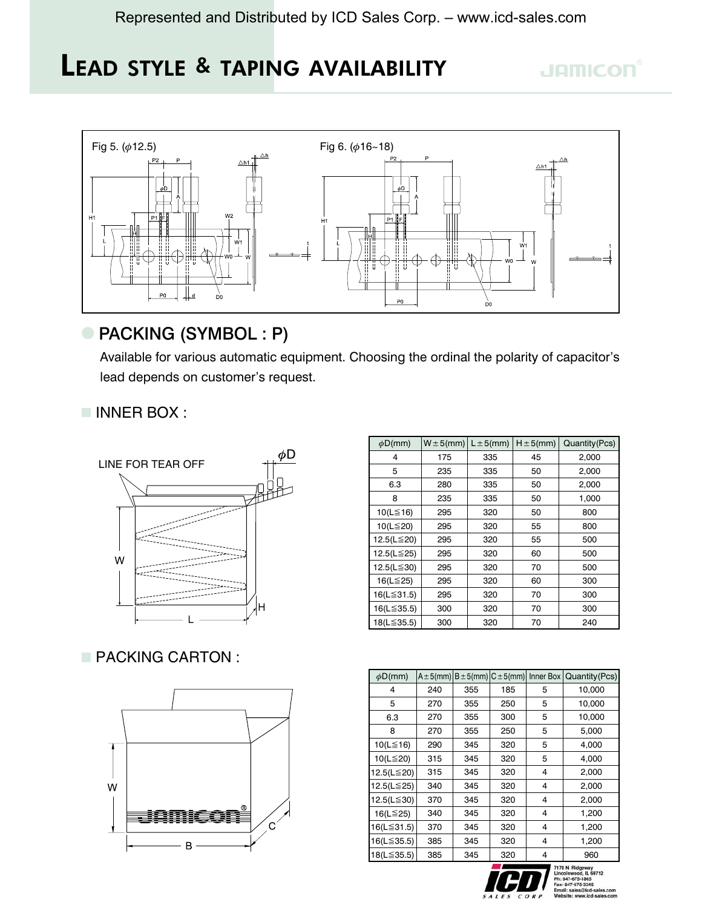# LEAD STYLE & TAPING AVAILABILITY

Fig 5. ($\phi$12.5)

Fig 6. ($\phi$16~18)

## PACKING (SYMBOL : P)

Available for various automatic equipment. Choosing the ordinal the polarity of capacitor's lead depends on customer's request.

### INNER BOX :

LINE FOR TEAR OFF

| $\phi$D(mm) | W±5(mm) | L±5(mm) | H±5(mm) | Quantity(Pcs) |
|---|---|---|---|---|
| 4 | 175 | 335 | 45 | 2,000 |
| 5 | 235 | 335 | 50 | 2,000 |
| 6.3 | 280 | 335 | 50 | 2,000 |
| 8 | 235 | 335 | 50 | 1,000 |
| 10(L≦16) | 295 | 320 | 50 | 800 |
| 10(L≦20) | 295 | 320 | 55 | 800 |
| 12.5(L≦20) | 295 | 320 | 55 | 500 |
| 12.5(L≦25) | 295 | 320 | 60 | 500 |
| 12.5(L≦30) | 295 | 320 | 70 | 500 |
| 16(L≦25) | 295 | 320 | 60 | 300 |
| 16(L≦31.5) | 295 | 320 | 70 | 300 |
| 16(L≦35.5) | 300 | 320 | 70 | 300 |
| 18(L≦35.5) | 300 | 320 | 70 | 240 |

### PACKING CARTON :

| $\phi$D(mm) | A±5(mm) | B±5(mm) | C±5(mm) | Inner Box | Quantity(Pcs) |
|---|---|---|---|---|---|
| 4 | 240 | 355 | 185 | 5 | 10,000 |
| 5 | 270 | 355 | 250 | 5 | 10,000 |
| 6.3 | 270 | 355 | 300 | 5 | 10,000 |
| 8 | 270 | 355 | 250 | 5 | 5,000 |
| 10(L≦16) | 290 | 345 | 320 | 5 | 4,000 |
| 10(L≦20) | 315 | 345 | 320 | 5 | 4,000 |
| 12.5(L≦20) | 315 | 345 | 320 | 4 | 2,000 |
| 12.5(L≦25) | 340 | 345 | 320 | 4 | 2,000 |
| 12.5(L≦30) | 370 | 345 | 320 | 4 | 2,000 |
| 16(L≦25) | 340 | 345 | 320 | 4 | 1,200 |
| 16(L≦31.5) | 370 | 345 | 320 | 4 | 1,200 |
| 16(L≦35.5) | 385 | 345 | 320 | 4 | 1,200 |
| 18(L≦35.5) | 385 | 345 | 320 | 4 | 960 |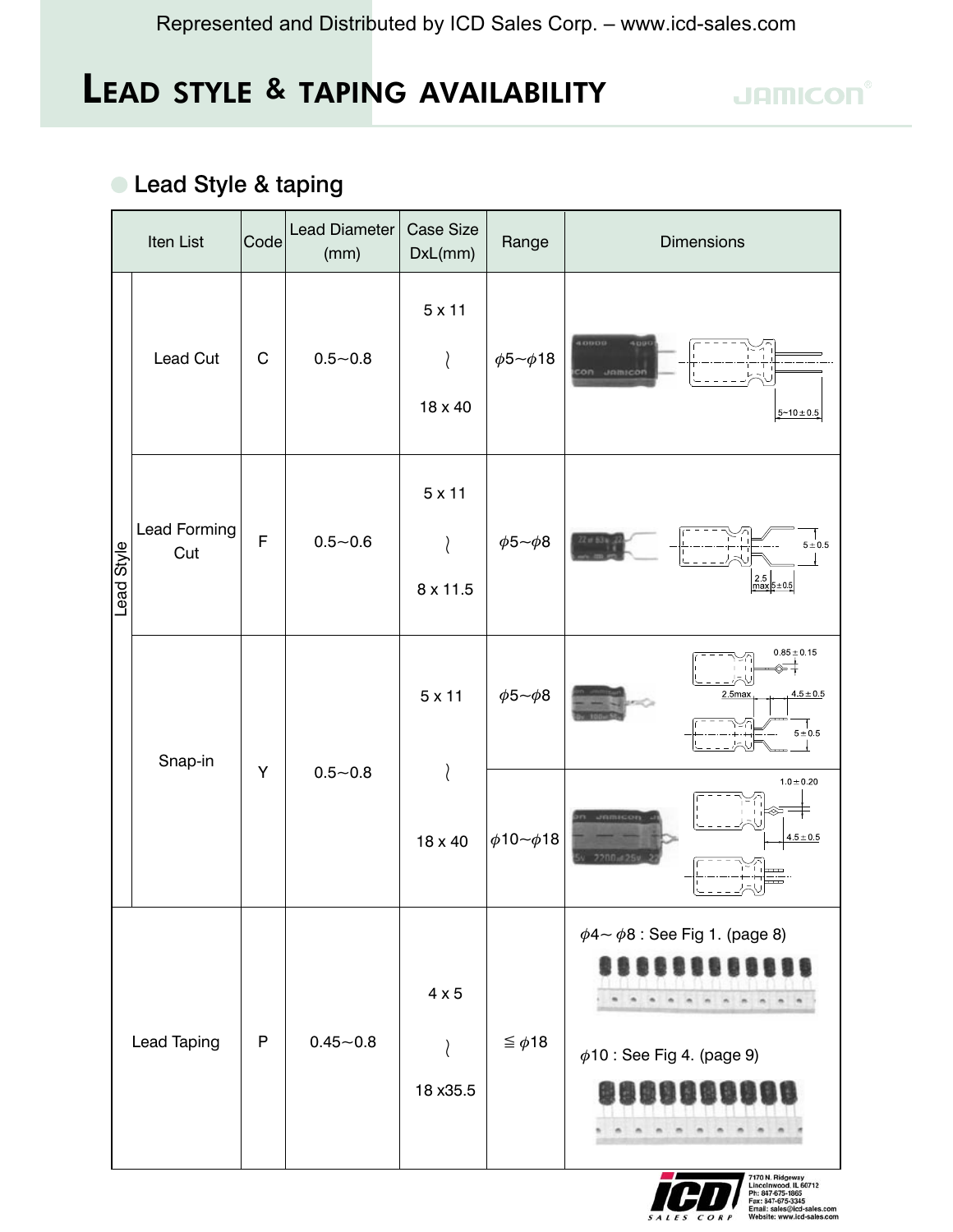# Lead style & taping availability

## Lead Style & taping

| Iten List | | Code | Lead Diameter (mm) | Case Size DxL(mm) | Range | Dimensions |
|---|---|---|---|---|---|---|
| Lead Style | Lead Cut | C | 0.5~0.8 | 5 x 11 ~ 18 x 40 | $\phi$5~$\phi$18 | 5~10±0.5 |
| | Lead Forming Cut | F | 0.5~0.6 | 5 x 11 ~ 8 x 11.5 | $\phi$5~$\phi$8 | 5±0.5, 2.5 max, 5±0.5 |
| | Snap-in | Y | 0.5~0.8 | 5 x 11 ~ 18 x 40 | $\phi$5~$\phi$8 | 0.85±0.15, 2.5max, 4.5±0.5, 5±0.5 |
| | | | | | $\phi$10~$\phi$18 | 1.0±0.20, 4.5±0.5 |
| Lead Taping | | P | 0.45~0.8 | 4 x 5 ~ 18 x35.5 | ≦ $\phi$18 | $\phi$4~ $\phi$8 : See Fig 1. (page 8)<br>$\phi$10 : See Fig 4. (page 9) |

7170 N. Ridgeway
Lincolnwood, IL 60712
Ph: 847-675-1865
Fax: 847-675-3345
Email: sales@icd-sales.com
Website: www.icd-sales.com